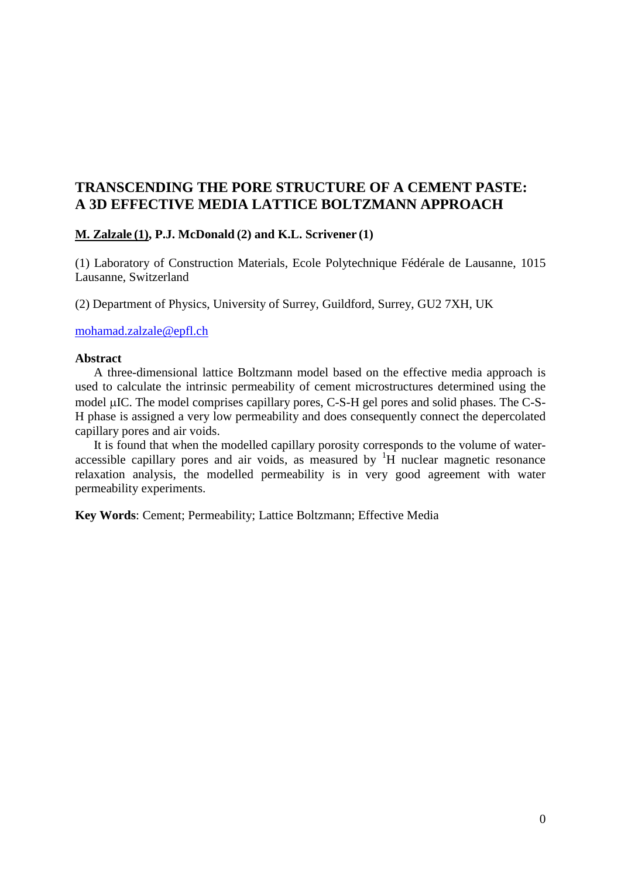# TRANSCENDING THE PORE STRUCTURE OF A CEMENT PASTE: A 3D EFFECTIVE MEDIA LATTICE BOLTZMANN APPROACH

**M. Zalzale (1), P.J. McDonald (2) and K.L. Scrivener (1)**

(1) Laboratory of Construction Materials, Ecole Polytechnique Fédérale de Lausanne, 1015 Lausanne, Switzerland

(2) Department of Physics, University of Surrey, Guildford, Surrey, GU2 7XH, UK

mohamad.zalzale@epfl.ch

**Abstract**

A three-dimensional lattice Boltzmann model based on the effective media approach is used to calculate the intrinsic permeability of cement microstructures determined using the model μIC. The model comprises capillary pores, C-S-H gel pores and solid phases. The C-S-H phase is assigned a very low permeability and does consequently connect the depercolated capillary pores and air voids.

It is found that when the modelled capillary porosity corresponds to the volume of water-accessible capillary pores and air voids, as measured by $^{1}H$ nuclear magnetic resonance relaxation analysis, the modelled permeability is in very good agreement with water permeability experiments.

**Key Words**: Cement; Permeability; Lattice Boltzmann; Effective Media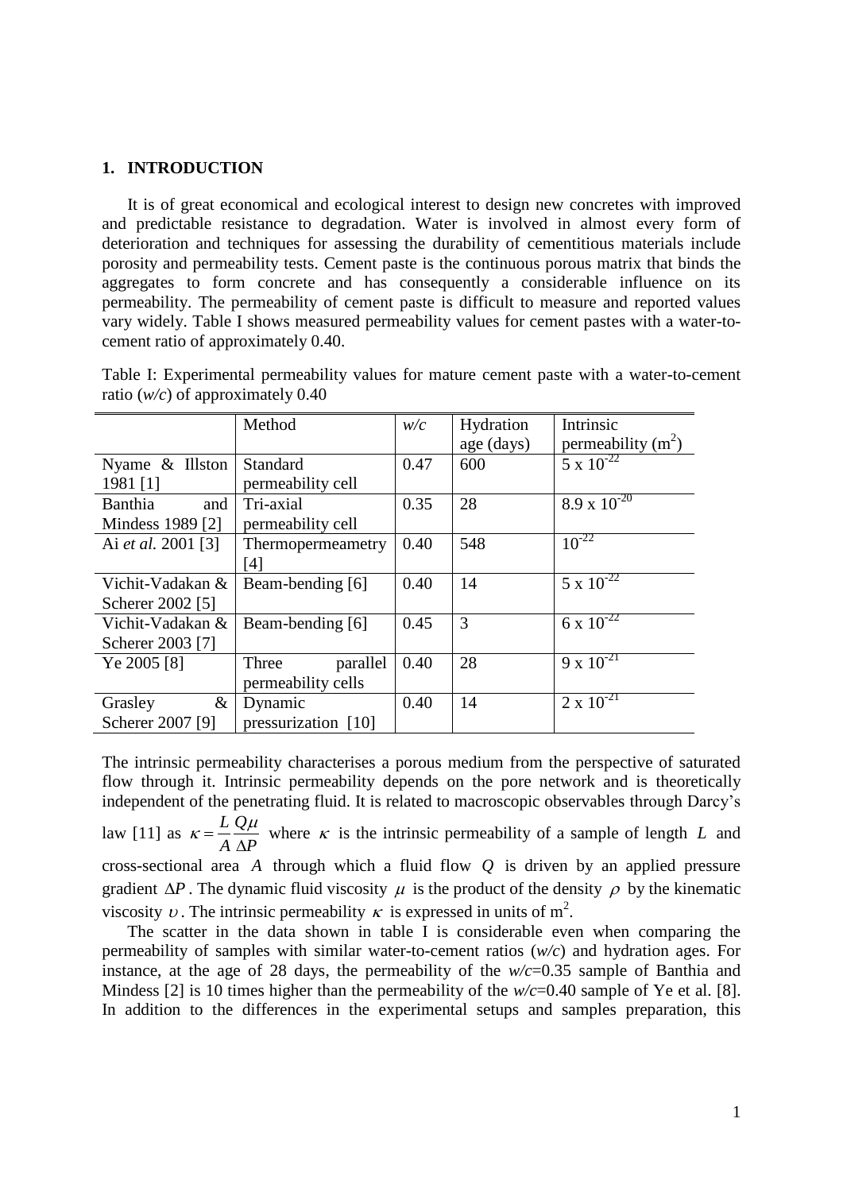## 1. INTRODUCTION

It is of great economical and ecological interest to design new concretes with improved and predictable resistance to degradation. Water is involved in almost every form of deterioration and techniques for assessing the durability of cementitious materials include porosity and permeability tests. Cement paste is the continuous porous matrix that binds the aggregates to form concrete and has consequently a considerable influence on its permeability. The permeability of cement paste is difficult to measure and reported values vary widely. Table I shows measured permeability values for cement pastes with a water-to-cement ratio of approximately 0.40.

Table I: Experimental permeability values for mature cement paste with a water-to-cement ratio (*w/c*) of approximately 0.40

| | Method | *w/c* | Hydration age (days) | Intrinsic permeability ($m^2$) |
|---|---|---|---|---|
| Nyame & Illston 1981 [1] | Standard permeability cell | 0.47 | 600 | $5 \times 10^{-22}$ |
| Banthia and Mindess 1989 [2] | Tri-axial permeability cell | 0.35 | 28 | $8.9 \times 10^{-20}$ |
| Ai *et al.* 2001 [3] | Thermopermeametry [4] | 0.40 | 548 | $10^{-22}$ |
| Vichit-Vadakan & Scherer 2002 [5] | Beam-bending [6] | 0.40 | 14 | $5 \times 10^{-22}$ |
| Vichit-Vadakan & Scherer 2003 [7] | Beam-bending [6] | 0.45 | 3 | $6 \times 10^{-22}$ |
| Ye 2005 [8] | Three parallel permeability cells | 0.40 | 28 | $9 \times 10^{-21}$ |
| Grasley & Scherer 2007 [9] | Dynamic pressurization [10] | 0.40 | 14 | $2 \times 10^{-21}$ |

The intrinsic permeability characterises a porous medium from the perspective of saturated flow through it. Intrinsic permeability depends on the pore network and is theoretically independent of the penetrating fluid. It is related to macroscopic observables through Darcy's law [11] as $\kappa = \frac{L}{A}\frac{Q\mu}{\Delta P}$ where $\kappa$ is the intrinsic permeability of a sample of length $L$ and cross-sectional area $A$ through which a fluid flow $Q$ is driven by an applied pressure gradient $\Delta P$. The dynamic fluid viscosity $\mu$ is the product of the density $\rho$ by the kinematic viscosity $\upsilon$. The intrinsic permeability $\kappa$ is expressed in units of $m^2$.

The scatter in the data shown in table I is considerable even when comparing the permeability of samples with similar water-to-cement ratios (*w/c*) and hydration ages. For instance, at the age of 28 days, the permeability of the *w/c*=0.35 sample of Banthia and Mindess [2] is 10 times higher than the permeability of the *w/c*=0.40 sample of Ye et al. [8]. In addition to the differences in the experimental setups and samples preparation, this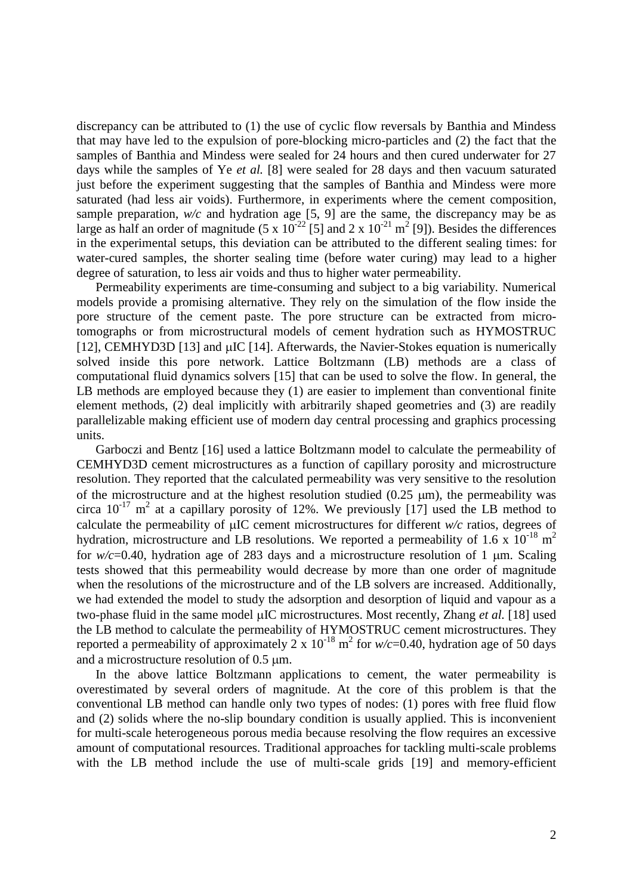discrepancy can be attributed to (1) the use of cyclic flow reversals by Banthia and Mindess that may have led to the expulsion of pore-blocking micro-particles and (2) the fact that the samples of Banthia and Mindess were sealed for 24 hours and then cured underwater for 27 days while the samples of Ye *et al.* [8] were sealed for 28 days and then vacuum saturated just before the experiment suggesting that the samples of Banthia and Mindess were more saturated (had less air voids). Furthermore, in experiments where the cement composition, sample preparation, *w/c* and hydration age [5, 9] are the same, the discrepancy may be as large as half an order of magnitude ($5 \times 10^{-22}$ [5] and $2 \times 10^{-21}$ $m^2$ [9]). Besides the differences in the experimental setups, this deviation can be attributed to the different sealing times: for water-cured samples, the shorter sealing time (before water curing) may lead to a higher degree of saturation, to less air voids and thus to higher water permeability.

Permeability experiments are time-consuming and subject to a big variability. Numerical models provide a promising alternative. They rely on the simulation of the flow inside the pore structure of the cement paste. The pore structure can be extracted from micro-tomographs or from microstructural models of cement hydration such as HYMOSTRUC [12], CEMHYD3D [13] and μIC [14]. Afterwards, the Navier-Stokes equation is numerically solved inside this pore network. Lattice Boltzmann (LB) methods are a class of computational fluid dynamics solvers [15] that can be used to solve the flow. In general, the LB methods are employed because they (1) are easier to implement than conventional finite element methods, (2) deal implicitly with arbitrarily shaped geometries and (3) are readily parallelizable making efficient use of modern day central processing and graphics processing units.

Garboczi and Bentz [16] used a lattice Boltzmann model to calculate the permeability of CEMHYD3D cement microstructures as a function of capillary porosity and microstructure resolution. They reported that the calculated permeability was very sensitive to the resolution of the microstructure and at the highest resolution studied (0.25 μm), the permeability was circa $10^{-17}$ $m^2$ at a capillary porosity of 12%. We previously [17] used the LB method to calculate the permeability of μIC cement microstructures for different *w/c* ratios, degrees of hydration, microstructure and LB resolutions. We reported a permeability of $1.6 \times 10^{-18}$ $m^2$ for *w/c*=0.40, hydration age of 283 days and a microstructure resolution of 1 μm. Scaling tests showed that this permeability would decrease by more than one order of magnitude when the resolutions of the microstructure and of the LB solvers are increased. Additionally, we had extended the model to study the adsorption and desorption of liquid and vapour as a two-phase fluid in the same model μIC microstructures. Most recently, Zhang *et al.* [18] used the LB method to calculate the permeability of HYMOSTRUC cement microstructures. They reported a permeability of approximately $2 \times 10^{-18}$ $m^2$ for *w/c*=0.40, hydration age of 50 days and a microstructure resolution of 0.5 μm.

In the above lattice Boltzmann applications to cement, the water permeability is overestimated by several orders of magnitude. At the core of this problem is that the conventional LB method can handle only two types of nodes: (1) pores with free fluid flow and (2) solids where the no-slip boundary condition is usually applied. This is inconvenient for multi-scale heterogeneous porous media because resolving the flow requires an excessive amount of computational resources. Traditional approaches for tackling multi-scale problems with the LB method include the use of multi-scale grids [19] and memory-efficient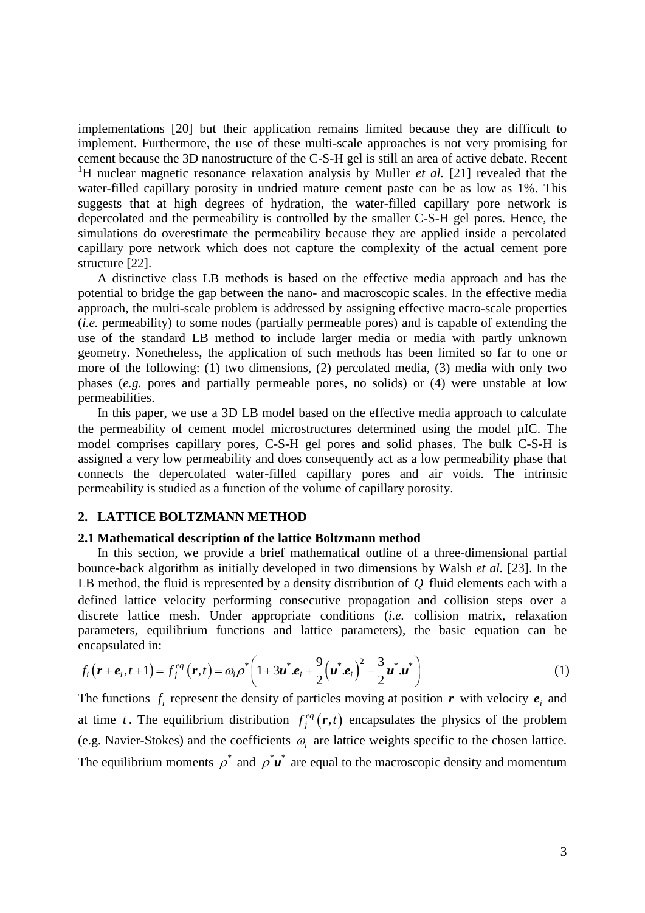implementations [20] but their application remains limited because they are difficult to implement. Furthermore, the use of these multi-scale approaches is not very promising for cement because the 3D nanostructure of the C-S-H gel is still an area of active debate. Recent $^{1}$H nuclear magnetic resonance relaxation analysis by Muller *et al.* [21] revealed that the water-filled capillary porosity in undried mature cement paste can be as low as 1%. This suggests that at high degrees of hydration, the water-filled capillary pore network is depercolated and the permeability is controlled by the smaller C-S-H gel pores. Hence, the simulations do overestimate the permeability because they are applied inside a percolated capillary pore network which does not capture the complexity of the actual cement pore structure [22].

A distinctive class LB methods is based on the effective media approach and has the potential to bridge the gap between the nano- and macroscopic scales. In the effective media approach, the multi-scale problem is addressed by assigning effective macro-scale properties (*i.e.* permeability) to some nodes (partially permeable pores) and is capable of extending the use of the standard LB method to include larger media or media with partly unknown geometry. Nonetheless, the application of such methods has been limited so far to one or more of the following: (1) two dimensions, (2) percolated media, (3) media with only two phases (*e.g.* pores and partially permeable pores, no solids) or (4) were unstable at low permeabilities.

In this paper, we use a 3D LB model based on the effective media approach to calculate the permeability of cement model microstructures determined using the model μIC. The model comprises capillary pores, C-S-H gel pores and solid phases. The bulk C-S-H is assigned a very low permeability and does consequently act as a low permeability phase that connects the depercolated water-filled capillary pores and air voids. The intrinsic permeability is studied as a function of the volume of capillary porosity.

## 2. LATTICE BOLTZMANN METHOD

### 2.1 Mathematical description of the lattice Boltzmann method

In this section, we provide a brief mathematical outline of a three-dimensional partial bounce-back algorithm as initially developed in two dimensions by Walsh *et al.* [23]. In the LB method, the fluid is represented by a density distribution of $Q$ fluid elements each with a defined lattice velocity performing consecutive propagation and collision steps over a discrete lattice mesh. Under appropriate conditions (*i.e.* collision matrix, relaxation parameters, equilibrium functions and lattice parameters), the basic equation can be encapsulated in:

$$f_i\left(\boldsymbol{r}+\boldsymbol{e}_i, t+1\right)=f_j^{eq}\left(\boldsymbol{r}, t\right)=\omega_i\rho^*\left(1+3\boldsymbol{u}^*.\boldsymbol{e}_i+\frac{9}{2}\left(\boldsymbol{u}^*.\boldsymbol{e}_i\right)^2-\frac{3}{2}\boldsymbol{u}^*.\boldsymbol{u}^*\right) \tag{1}$$

The functions $f_i$ represent the density of particles moving at position $\boldsymbol{r}$ with velocity $\boldsymbol{e}_i$ and at time $t$. The equilibrium distribution $f_j^{eq}\left(\boldsymbol{r}, t\right)$ encapsulates the physics of the problem (e.g. Navier-Stokes) and the coefficients $\omega_i$ are lattice weights specific to the chosen lattice. The equilibrium moments $\rho^*$ and $\rho^*\boldsymbol{u}^*$ are equal to the macroscopic density and momentum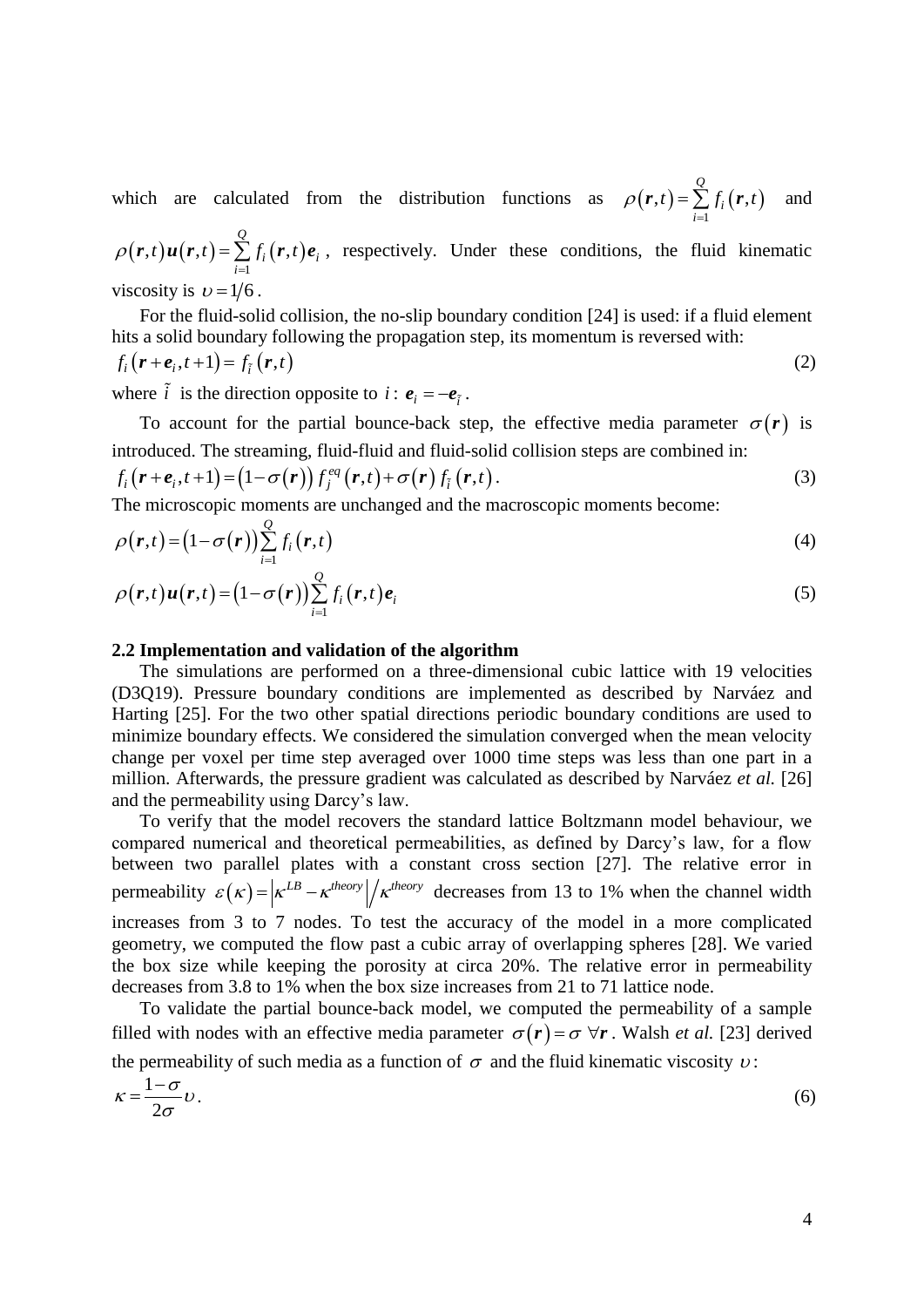which are calculated from the distribution functions as $\rho(\boldsymbol{r},t)=\sum_{i=1}^{Q} f_i(\boldsymbol{r},t)$ and $\rho(\boldsymbol{r},t)\boldsymbol{u}(\boldsymbol{r},t)=\sum_{i=1}^{Q} f_i(\boldsymbol{r},t)\boldsymbol{e}_i$, respectively. Under these conditions, the fluid kinematic viscosity is $\upsilon = 1/6$.

For the fluid-solid collision, the no-slip boundary condition [24] is used: if a fluid element hits a solid boundary following the propagation step, its momentum is reversed with:

$$f_i(\boldsymbol{r}+\boldsymbol{e}_i,t+1)=f_{\tilde{i}}(\boldsymbol{r},t) \tag{2}$$

where $\tilde{i}$ is the direction opposite to $i$: $\boldsymbol{e}_i=-\boldsymbol{e}_{\tilde{i}}$.

To account for the partial bounce-back step, the effective media parameter $\sigma(\boldsymbol{r})$ is introduced. The streaming, fluid-fluid and fluid-solid collision steps are combined in:

$$f_i(\boldsymbol{r}+\boldsymbol{e}_i,t+1)=(1-\sigma(\boldsymbol{r}))\,f_j^{eq}(\boldsymbol{r},t)+\sigma(\boldsymbol{r})\,f_{\tilde{i}}(\boldsymbol{r},t). \tag{3}$$

The microscopic moments are unchanged and the macroscopic moments become:

$$\rho(\boldsymbol{r},t)=(1-\sigma(\boldsymbol{r}))\sum_{i=1}^{Q} f_i(\boldsymbol{r},t) \tag{4}$$

$$\rho(\boldsymbol{r},t)\boldsymbol{u}(\boldsymbol{r},t)=(1-\sigma(\boldsymbol{r}))\sum_{i=1}^{Q} f_i(\boldsymbol{r},t)\boldsymbol{e}_i \tag{5}$$

## 2.2 Implementation and validation of the algorithm

The simulations are performed on a three-dimensional cubic lattice with 19 velocities (D3Q19). Pressure boundary conditions are implemented as described by Narváez and Harting [25]. For the two other spatial directions periodic boundary conditions are used to minimize boundary effects. We considered the simulation converged when the mean velocity change per voxel per time step averaged over 1000 time steps was less than one part in a million. Afterwards, the pressure gradient was calculated as described by Narváez *et al.* [26] and the permeability using Darcy's law.

To verify that the model recovers the standard lattice Boltzmann model behaviour, we compared numerical and theoretical permeabilities, as defined by Darcy's law, for a flow between two parallel plates with a constant cross section [27]. The relative error in permeability $\varepsilon(\kappa)=\left|\kappa^{LB}-\kappa^{theory}\right|/\kappa^{theory}$ decreases from 13 to 1% when the channel width increases from 3 to 7 nodes. To test the accuracy of the model in a more complicated geometry, we computed the flow past a cubic array of overlapping spheres [28]. We varied the box size while keeping the porosity at circa 20%. The relative error in permeability decreases from 3.8 to 1% when the box size increases from 21 to 71 lattice node.

To validate the partial bounce-back model, we computed the permeability of a sample filled with nodes with an effective media parameter $\sigma(\boldsymbol{r})=\sigma\ \forall\boldsymbol{r}$. Walsh *et al.* [23] derived the permeability of such media as a function of $\sigma$ and the fluid kinematic viscosity $\upsilon$:

$$\kappa=\frac{1-\sigma}{2\sigma}\upsilon. \tag{6}$$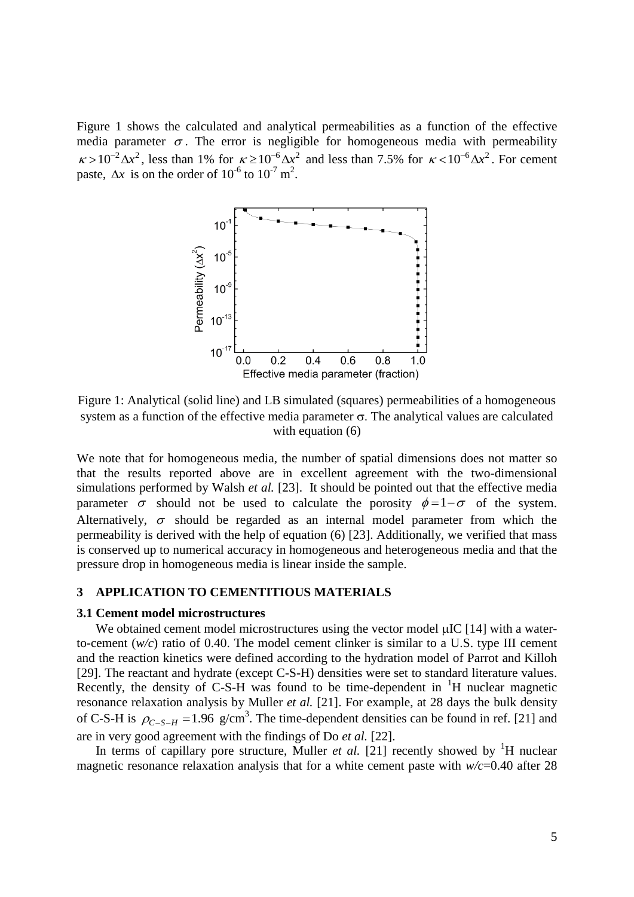Figure 1 shows the calculated and analytical permeabilities as a function of the effective media parameter $\sigma$. The error is negligible for homogeneous media with permeability $\kappa > 10^{-2}\Delta x^2$, less than 1% for $\kappa \geq 10^{-6}\Delta x^2$ and less than 7.5% for $\kappa < 10^{-6}\Delta x^2$. For cement paste, $\Delta x$ is on the order of $10^{-6}$ to $10^{-7}$ m$^2$.

Figure 1: Analytical (solid line) and LB simulated (squares) permeabilities of a homogeneous system as a function of the effective media parameter $\sigma$. The analytical values are calculated with equation (6)

We note that for homogeneous media, the number of spatial dimensions does not matter so that the results reported above are in excellent agreement with the two-dimensional simulations performed by Walsh *et al.* [23]. It should be pointed out that the effective media parameter $\sigma$ should not be used to calculate the porosity $\phi = 1 - \sigma$ of the system. Alternatively, $\sigma$ should be regarded as an internal model parameter from which the permeability is derived with the help of equation (6) [23]. Additionally, we verified that mass is conserved up to numerical accuracy in homogeneous and heterogeneous media and that the pressure drop in homogeneous media is linear inside the sample.

## 3 APPLICATION TO CEMENTITIOUS MATERIALS

### 3.1 Cement model microstructures

We obtained cement model microstructures using the vector model μIC [14] with a water-to-cement (*w/c*) ratio of 0.40. The model cement clinker is similar to a U.S. type III cement and the reaction kinetics were defined according to the hydration model of Parrot and Killoh [29]. The reactant and hydrate (except C-S-H) densities were set to standard literature values. Recently, the density of C-S-H was found to be time-dependent in $^1$H nuclear magnetic resonance relaxation analysis by Muller *et al.* [21]. For example, at 28 days the bulk density of C-S-H is $\rho_{C-S-H} = 1.96$ g/cm$^3$. The time-dependent densities can be found in ref. [21] and are in very good agreement with the findings of Do *et al.* [22].

In terms of capillary pore structure, Muller *et al.* [21] recently showed by $^1$H nuclear magnetic resonance relaxation analysis that for a white cement paste with *w/c*=0.40 after 28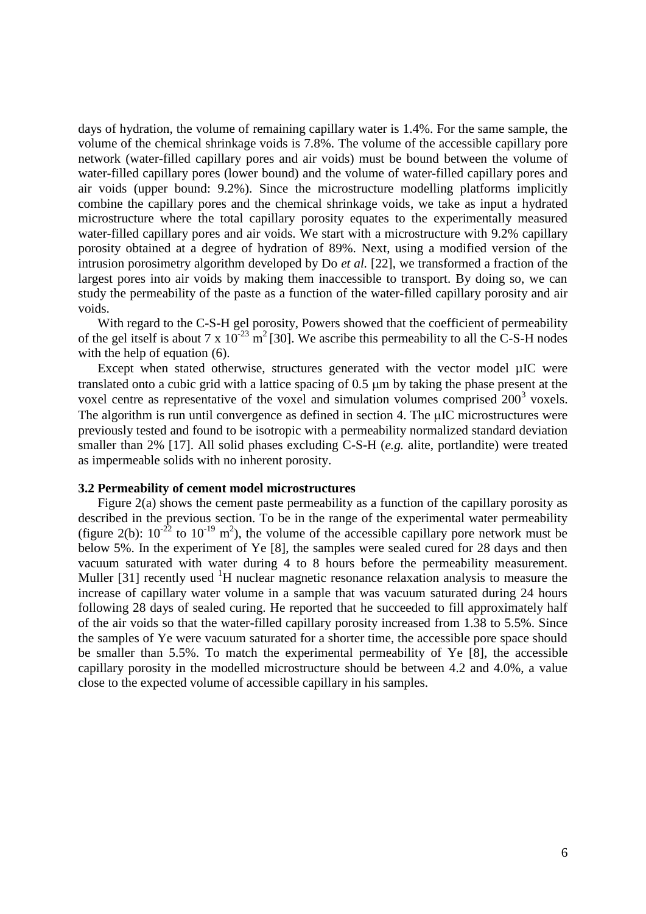days of hydration, the volume of remaining capillary water is 1.4%. For the same sample, the volume of the chemical shrinkage voids is 7.8%. The volume of the accessible capillary pore network (water-filled capillary pores and air voids) must be bound between the volume of water-filled capillary pores (lower bound) and the volume of water-filled capillary pores and air voids (upper bound: 9.2%). Since the microstructure modelling platforms implicitly combine the capillary pores and the chemical shrinkage voids, we take as input a hydrated microstructure where the total capillary porosity equates to the experimentally measured water-filled capillary pores and air voids. We start with a microstructure with 9.2% capillary porosity obtained at a degree of hydration of 89%. Next, using a modified version of the intrusion porosimetry algorithm developed by Do *et al.* [22], we transformed a fraction of the largest pores into air voids by making them inaccessible to transport. By doing so, we can study the permeability of the paste as a function of the water-filled capillary porosity and air voids.

With regard to the C-S-H gel porosity, Powers showed that the coefficient of permeability of the gel itself is about $7 \times 10^{-23}$ m$^2$ [30]. We ascribe this permeability to all the C-S-H nodes with the help of equation (6).

Except when stated otherwise, structures generated with the vector model μIC were translated onto a cubic grid with a lattice spacing of 0.5 μm by taking the phase present at the voxel centre as representative of the voxel and simulation volumes comprised $200^3$ voxels. The algorithm is run until convergence as defined in section 4. The μIC microstructures were previously tested and found to be isotropic with a permeability normalized standard deviation smaller than 2% [17]. All solid phases excluding C-S-H (*e.g.* alite, portlandite) were treated as impermeable solids with no inherent porosity.

### 3.2 Permeability of cement model microstructures

Figure 2(a) shows the cement paste permeability as a function of the capillary porosity as described in the previous section. To be in the range of the experimental water permeability (figure 2(b): $10^{-22}$ to $10^{-19}$ m$^2$), the volume of the accessible capillary pore network must be below 5%. In the experiment of Ye [8], the samples were sealed cured for 28 days and then vacuum saturated with water during 4 to 8 hours before the permeability measurement. Muller [31] recently used $^1$H nuclear magnetic resonance relaxation analysis to measure the increase of capillary water volume in a sample that was vacuum saturated during 24 hours following 28 days of sealed curing. He reported that he succeeded to fill approximately half of the air voids so that the water-filled capillary porosity increased from 1.38 to 5.5%. Since the samples of Ye were vacuum saturated for a shorter time, the accessible pore space should be smaller than 5.5%. To match the experimental permeability of Ye [8], the accessible capillary porosity in the modelled microstructure should be between 4.2 and 4.0%, a value close to the expected volume of accessible capillary in his samples.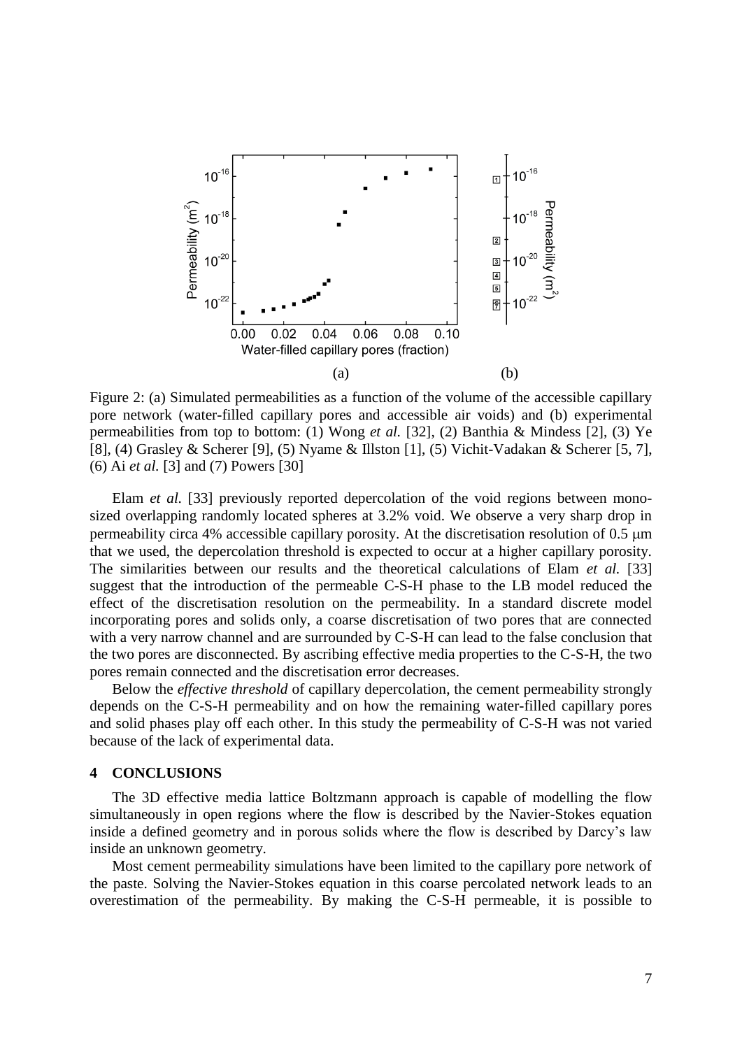Figure 2: (a) Simulated permeabilities as a function of the volume of the accessible capillary pore network (water-filled capillary pores and accessible air voids) and (b) experimental permeabilities from top to bottom: (1) Wong *et al.* [32], (2) Banthia & Mindess [2], (3) Ye [8], (4) Grasley & Scherer [9], (5) Nyame & Illston [1], (5) Vichit-Vadakan & Scherer [5, 7], (6) Ai *et al.* [3] and (7) Powers [30]

Elam *et al.* [33] previously reported depercolation of the void regions between mono-sized overlapping randomly located spheres at 3.2% void. We observe a very sharp drop in permeability circa 4% accessible capillary porosity. At the discretisation resolution of 0.5 μm that we used, the depercolation threshold is expected to occur at a higher capillary porosity. The similarities between our results and the theoretical calculations of Elam *et al.* [33] suggest that the introduction of the permeable C-S-H phase to the LB model reduced the effect of the discretisation resolution on the permeability. In a standard discrete model incorporating pores and solids only, a coarse discretisation of two pores that are connected with a very narrow channel and are surrounded by C-S-H can lead to the false conclusion that the two pores are disconnected. By ascribing effective media properties to the C-S-H, the two pores remain connected and the discretisation error decreases.

Below the *effective threshold* of capillary depercolation, the cement permeability strongly depends on the C-S-H permeability and on how the remaining water-filled capillary pores and solid phases play off each other. In this study the permeability of C-S-H was not varied because of the lack of experimental data.

## 4 CONCLUSIONS

The 3D effective media lattice Boltzmann approach is capable of modelling the flow simultaneously in open regions where the flow is described by the Navier-Stokes equation inside a defined geometry and in porous solids where the flow is described by Darcy's law inside an unknown geometry.

Most cement permeability simulations have been limited to the capillary pore network of the paste. Solving the Navier-Stokes equation in this coarse percolated network leads to an overestimation of the permeability. By making the C-S-H permeable, it is possible to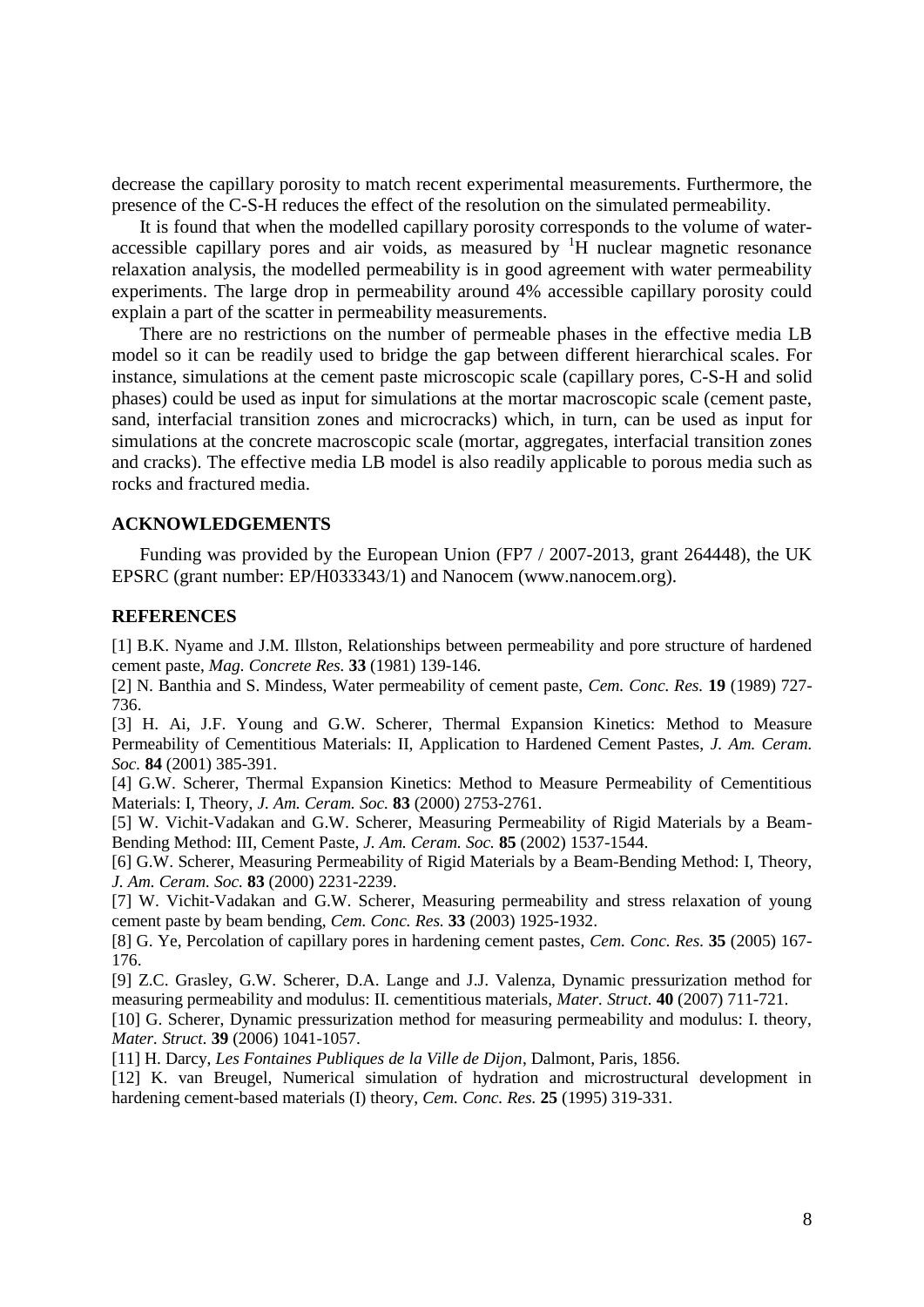decrease the capillary porosity to match recent experimental measurements. Furthermore, the presence of the C-S-H reduces the effect of the resolution on the simulated permeability.

It is found that when the modelled capillary porosity corresponds to the volume of water-accessible capillary pores and air voids, as measured by $^1H$ nuclear magnetic resonance relaxation analysis, the modelled permeability is in good agreement with water permeability experiments. The large drop in permeability around 4% accessible capillary porosity could explain a part of the scatter in permeability measurements.

There are no restrictions on the number of permeable phases in the effective media LB model so it can be readily used to bridge the gap between different hierarchical scales. For instance, simulations at the cement paste microscopic scale (capillary pores, C-S-H and solid phases) could be used as input for simulations at the mortar macroscopic scale (cement paste, sand, interfacial transition zones and microcracks) which, in turn, can be used as input for simulations at the concrete macroscopic scale (mortar, aggregates, interfacial transition zones and cracks). The effective media LB model is also readily applicable to porous media such as rocks and fractured media.

## ACKNOWLEDGEMENTS

Funding was provided by the European Union (FP7 / 2007-2013, grant 264448), the UK EPSRC (grant number: EP/H033343/1) and Nanocem (www.nanocem.org).

## REFERENCES

[1] B.K. Nyame and J.M. Illston, Relationships between permeability and pore structure of hardened cement paste, *Mag. Concrete Res.* **33** (1981) 139-146.

[2] N. Banthia and S. Mindess, Water permeability of cement paste, *Cem. Conc. Res.* **19** (1989) 727-736.

[3] H. Ai, J.F. Young and G.W. Scherer, Thermal Expansion Kinetics: Method to Measure Permeability of Cementitious Materials: II, Application to Hardened Cement Pastes, *J. Am. Ceram. Soc.* **84** (2001) 385-391.

[4] G.W. Scherer, Thermal Expansion Kinetics: Method to Measure Permeability of Cementitious Materials: I, Theory, *J. Am. Ceram. Soc.* **83** (2000) 2753-2761.

[5] W. Vichit-Vadakan and G.W. Scherer, Measuring Permeability of Rigid Materials by a Beam-Bending Method: III, Cement Paste, *J. Am. Ceram. Soc.* **85** (2002) 1537-1544.

[6] G.W. Scherer, Measuring Permeability of Rigid Materials by a Beam-Bending Method: I, Theory, *J. Am. Ceram. Soc.* **83** (2000) 2231-2239.

[7] W. Vichit-Vadakan and G.W. Scherer, Measuring permeability and stress relaxation of young cement paste by beam bending, *Cem. Conc. Res.* **33** (2003) 1925-1932.

[8] G. Ye, Percolation of capillary pores in hardening cement pastes, *Cem. Conc. Res.* **35** (2005) 167-176.

[9] Z.C. Grasley, G.W. Scherer, D.A. Lange and J.J. Valenza, Dynamic pressurization method for measuring permeability and modulus: II. cementitious materials, *Mater. Struct.* **40** (2007) 711-721.

[10] G. Scherer, Dynamic pressurization method for measuring permeability and modulus: I. theory, *Mater. Struct.* **39** (2006) 1041-1057.

[11] H. Darcy, *Les Fontaines Publiques de la Ville de Dijon*, Dalmont, Paris, 1856.

[12] K. van Breugel, Numerical simulation of hydration and microstructural development in hardening cement-based materials (I) theory, *Cem. Conc. Res.* **25** (1995) 319-331.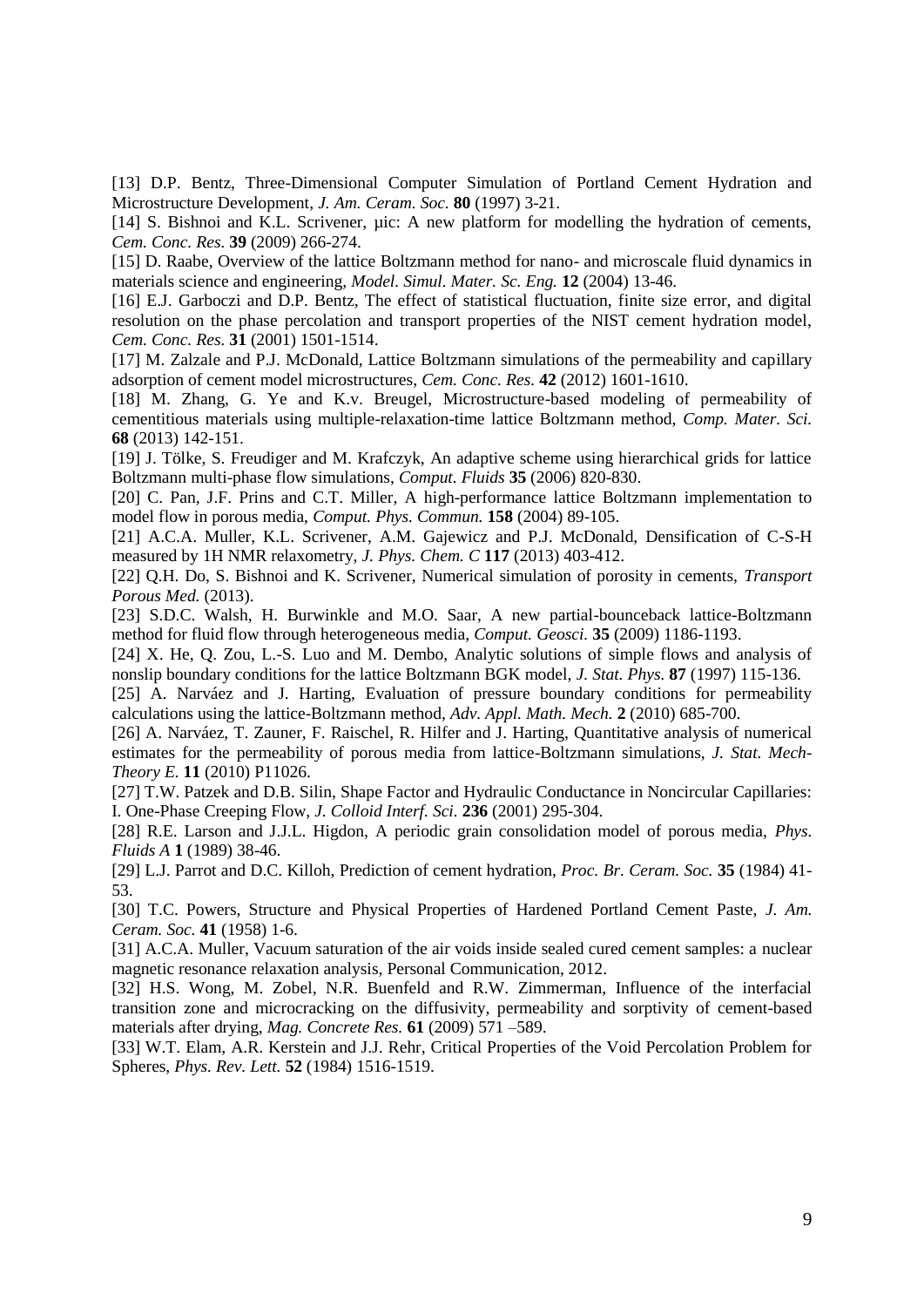[13] D.P. Bentz, Three-Dimensional Computer Simulation of Portland Cement Hydration and Microstructure Development, *J. Am. Ceram. Soc.* **80** (1997) 3-21.

[14] S. Bishnoi and K.L. Scrivener, µic: A new platform for modelling the hydration of cements, *Cem. Conc. Res.* **39** (2009) 266-274.

[15] D. Raabe, Overview of the lattice Boltzmann method for nano- and microscale fluid dynamics in materials science and engineering, *Model. Simul. Mater. Sc. Eng.* **12** (2004) 13-46.

[16] E.J. Garboczi and D.P. Bentz, The effect of statistical fluctuation, finite size error, and digital resolution on the phase percolation and transport properties of the NIST cement hydration model, *Cem. Conc. Res.* **31** (2001) 1501-1514.

[17] M. Zalzale and P.J. McDonald, Lattice Boltzmann simulations of the permeability and capillary adsorption of cement model microstructures, *Cem. Conc. Res.* **42** (2012) 1601-1610.

[18] M. Zhang, G. Ye and K.v. Breugel, Microstructure-based modeling of permeability of cementitious materials using multiple-relaxation-time lattice Boltzmann method, *Comp. Mater. Sci.* **68** (2013) 142-151.

[19] J. Tölke, S. Freudiger and M. Krafczyk, An adaptive scheme using hierarchical grids for lattice Boltzmann multi-phase flow simulations, *Comput. Fluids* **35** (2006) 820-830.

[20] C. Pan, J.F. Prins and C.T. Miller, A high-performance lattice Boltzmann implementation to model flow in porous media, *Comput. Phys. Commun.* **158** (2004) 89-105.

[21] A.C.A. Muller, K.L. Scrivener, A.M. Gajewicz and P.J. McDonald, Densification of C-S-H measured by 1H NMR relaxometry, *J. Phys. Chem. C* **117** (2013) 403-412.

[22] Q.H. Do, S. Bishnoi and K. Scrivener, Numerical simulation of porosity in cements, *Transport Porous Med.* (2013).

[23] S.D.C. Walsh, H. Burwinkle and M.O. Saar, A new partial-bounceback lattice-Boltzmann method for fluid flow through heterogeneous media, *Comput. Geosci.* **35** (2009) 1186-1193.

[24] X. He, Q. Zou, L.-S. Luo and M. Dembo, Analytic solutions of simple flows and analysis of nonslip boundary conditions for the lattice Boltzmann BGK model, *J. Stat. Phys.* **87** (1997) 115-136.

[25] A. Narváez and J. Harting, Evaluation of pressure boundary conditions for permeability calculations using the lattice-Boltzmann method, *Adv. Appl. Math. Mech.* **2** (2010) 685-700.

[26] A. Narváez, T. Zauner, F. Raischel, R. Hilfer and J. Harting, Quantitative analysis of numerical estimates for the permeability of porous media from lattice-Boltzmann simulations, *J. Stat. Mech-Theory E.* **11** (2010) P11026.

[27] T.W. Patzek and D.B. Silin, Shape Factor and Hydraulic Conductance in Noncircular Capillaries: I. One-Phase Creeping Flow, *J. Colloid Interf. Sci.* **236** (2001) 295-304.

[28] R.E. Larson and J.J.L. Higdon, A periodic grain consolidation model of porous media, *Phys. Fluids A* **1** (1989) 38-46.

[29] L.J. Parrot and D.C. Killoh, Prediction of cement hydration, *Proc. Br. Ceram. Soc.* **35** (1984) 41-53.

[30] T.C. Powers, Structure and Physical Properties of Hardened Portland Cement Paste, *J. Am. Ceram. Soc.* **41** (1958) 1-6.

[31] A.C.A. Muller, Vacuum saturation of the air voids inside sealed cured cement samples: a nuclear magnetic resonance relaxation analysis, Personal Communication, 2012.

[32] H.S. Wong, M. Zobel, N.R. Buenfeld and R.W. Zimmerman, Influence of the interfacial transition zone and microcracking on the diffusivity, permeability and sorptivity of cement-based materials after drying, *Mag. Concrete Res.* **61** (2009) 571 –589.

[33] W.T. Elam, A.R. Kerstein and J.J. Rehr, Critical Properties of the Void Percolation Problem for Spheres, *Phys. Rev. Lett.* **52** (1984) 1516-1519.